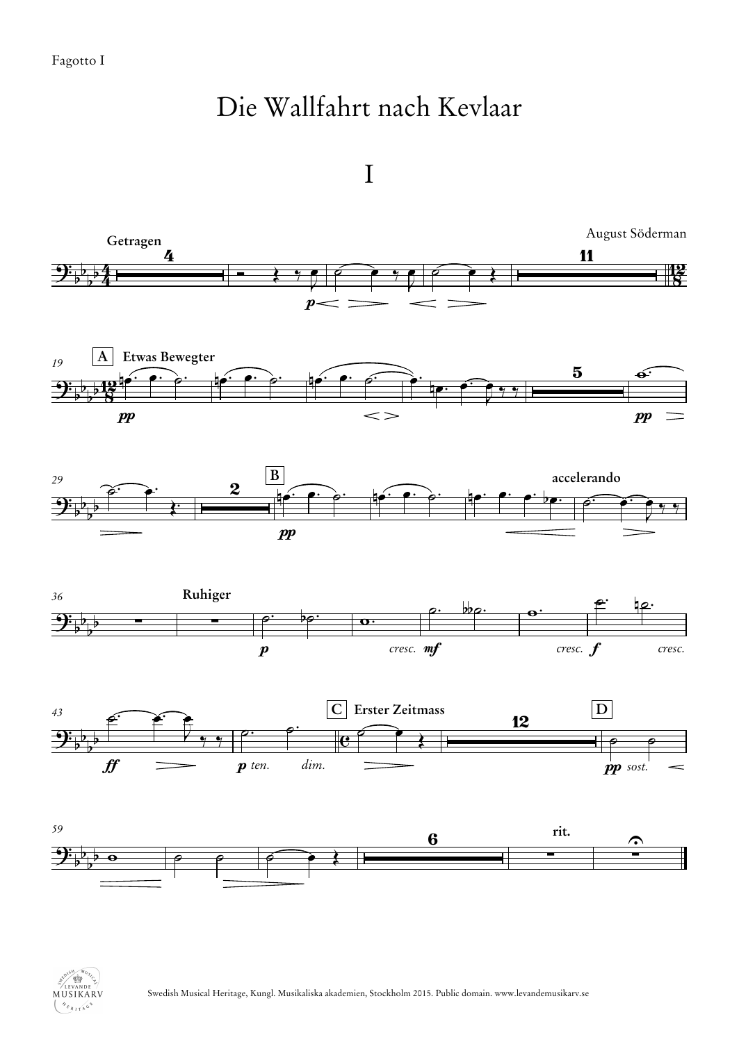Fagotto I

# Die Wallfahrt nach Kevlaar

## I

August Söderman

Swedish Musical Heritage, Kungl. Musikaliska akademien, Stockholm 2015. Public domain. www.levandemusikarv.se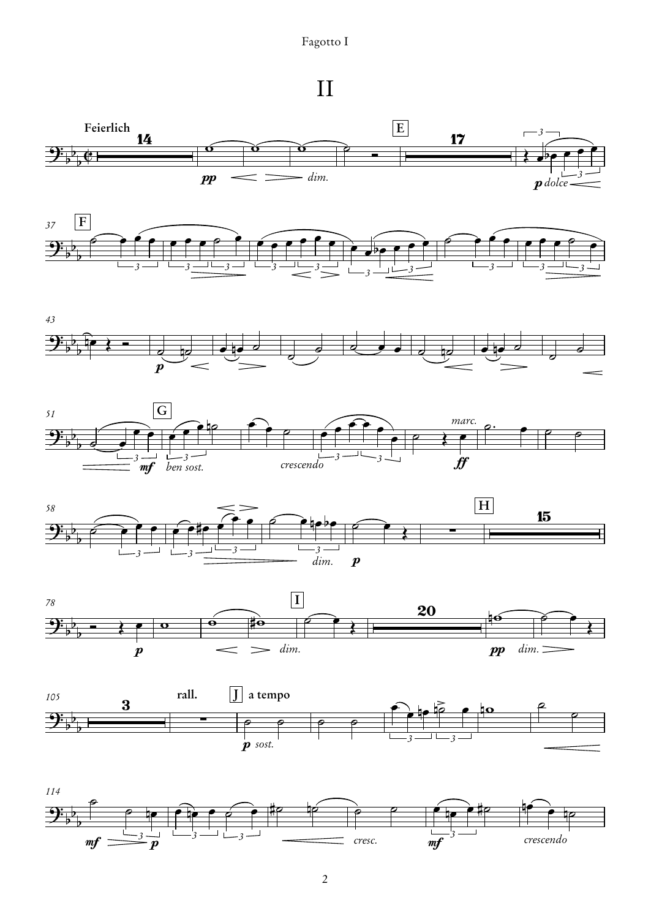# II

**Feierlich**

*pp* *dim.* *p dolce*

*p* *mf* *ben sost.* *crescendo* *marc.* *ff*

*dim.* *p*

*p* *dim.* *pp* *dim.*

**rall.** **a tempo**

*p sost.*

*mf* *p* *cresc.* *mf* *crescendo*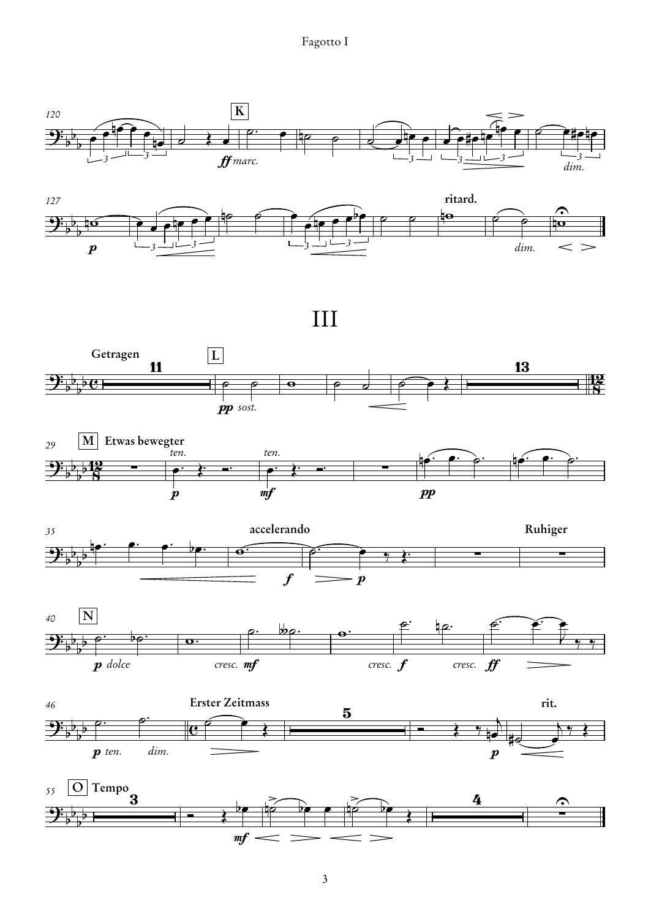# III